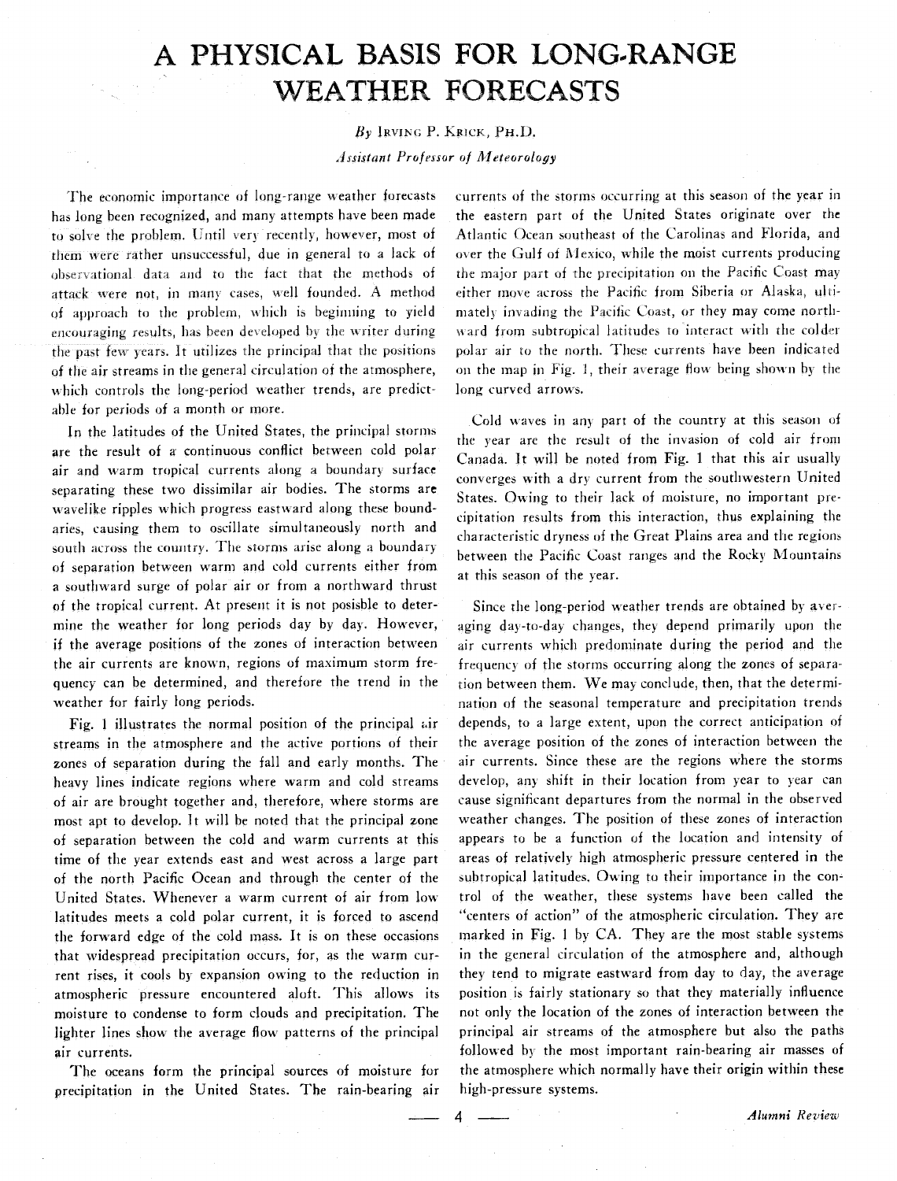# A PHYSICAL BASIS FOR LONG-RANGE WEATHER FORECASTS

*By* IRVING P. KRICK, PH.D.

*Assistant Professor of Meteorology*

The economic importance of long-range weather forecasts has long been recognized, and many attempts have been made to solve the problem. Until very recently, however, most of them were rather unsuccessful, due in general to a lack of observational data and to the fact that the methods of attack were not, in many cases, well founded. A method of approach to the problem, which is beginning to yield encouraging results, has been developed by the writer during the past few years. It utilizes the principal that the positions of the air streams in the general circulation of the atmosphere, which controls the long-period weather trends, are predictable for periods of a month or more.

In the latitudes of the United States, the principal storms are the result of a continuous conflict between cold polar air and warm tropical currents along a boundary surface separating these two dissimilar air bodies. The storms are wavelike ripples which progress eastward along these boundaries, causing them to oscillate simultaneously north and south across the country. The storms arise along a boundary of separation between warm and cold currents either from a southward surge of polar air or from a northward thrust of the tropical current. At present it is not posisble to determine the weather for long periods day by day. However, if the average positions of the zones of interaction between the air currents are known, regions of maximum storm frequency can be determined, and therefore the trend in the weather for fairly long periods.

Fig. 1 illustrates the normal position of the principal air streams in the atmosphere and the active portions of their zones of separation during the fall and early months. The heavy lines indicate regions where warm and cold streams of air are brought together and, therefore, where storms are most apt to develop. It will be noted that the principal zone of separation between the cold and warm currents at this time of the year extends east and west across a large part of the north Pacific Ocean and through the center of the United States. Whenever a warm current of air from low latitudes meets a cold polar current, it is forced to ascend the forward edge of the cold mass. It is on these occasions that widespread precipitation occurs, for, as the warm current rises, it cools by expansion owing to the reduction in atmospheric pressure encountered aloft. This allows its moisture to condense to form clouds and precipitation. The lighter lines show the average flow patterns of the principal air currents.

The oceans form the principal sources of moisture for precipitation in the United States. The rain-bearing air currents of the storms occurring at this season of the year in the eastern part of the United States originate over the Atlantic Ocean southeast of the Carolinas and Florida, and over the Gulf of Mexico, while the moist currents producing the major part of the precipitation on the Pacific Coast may either move across the Pacific from Siberia or Alaska, ultimately invading the Pacific Coast, or they may come northward from subtropical latitudes to interact with the colder polar air to the north. These currents have been indicated on the map in Fig. 1, their average flow being shown by the long curved arrows.

Cold waves in any part of the country at this season of the year are the result of the invasion of cold air from Canada. It will be noted from Fig. 1 that this air usually converges with a dry current from the southwestern United States. Owing to their lack of moisture, no important precipitation results from this interaction, thus explaining the characteristic dryness of the Great Plains area and the regions between the Pacific Coast ranges and the Rocky Mountains at this season of the year.

Since the long-period weather trends are obtained by averaging day-to-day changes, they depend primarily upon the air currents which predominate during the period and the frequency of the storms occurring along the zones of separation between them. We may conclude, then, that the determination of the seasonal temperature and precipitation trends depends, to a large extent, upon the correct anticipation of the average position of the zones of interaction between the air currents. Since these are the regions where the storms develop, any shift in their location from year to year can cause significant departures from the normal in the observed weather changes. The position of these zones of interaction appears to be a function of the location and intensity of areas of relatively high atmospheric pressure centered in the subtropical latitudes. Owing to their importance in the control of the weather, these systems have been called the "centers of action" of the atmospheric circulation. They are marked in Fig. 1 by CA. They are the most stable systems in the general circulation of the atmosphere and, although they tend to migrate eastward from day to day, the average position is fairly stationary so that they materially influence not only the location of the zones of interaction between the principal air streams of the atmosphere but also the paths followed by the most important rain-bearing air masses of the atmosphere which normally have their origin within these high-pressure systems.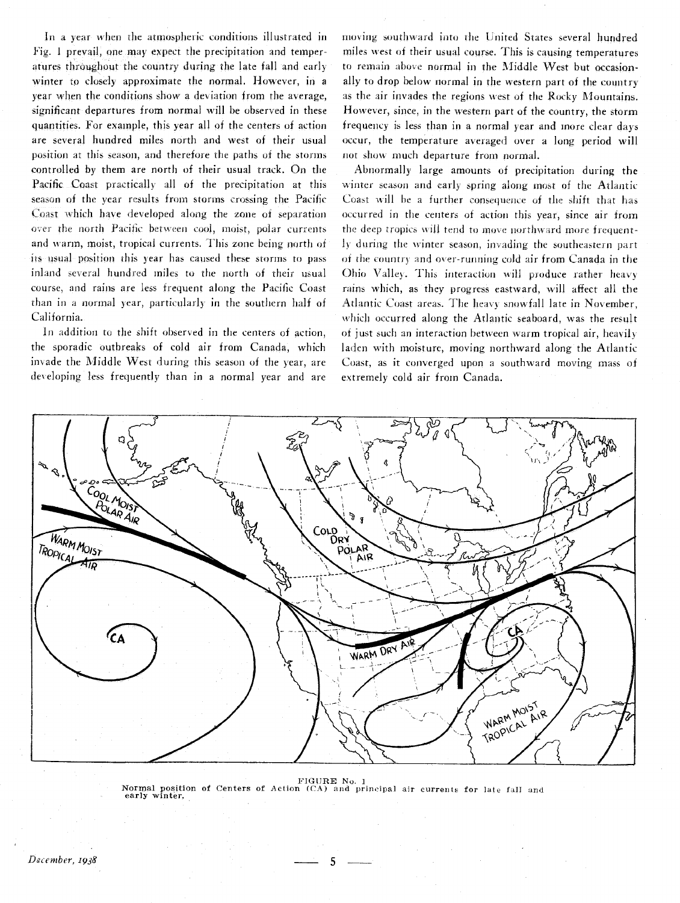In a year when the atmospheric conditions illustrated in Fig. 1 prevail, one may expect the precipitation and temperatures throughout the country during the late fall and early winter to closely approximate the normal. However, in a year when the conditions show a deviation from the average, significant departures from normal will be observed in these quantities. For example, this year all of the centers of action are several hundred miles north and west of their usual position at this season, and therefore the paths of the storms controlled by them are north of their usual track. On the Pacific Coast practically all of the precipitation at this season of the year results from storms crossing the Pacific Coast which have developed along the zone of separation over the north Pacific between cool, moist, polar currents and warm, moist, tropical currents. This zone being north of its usual position this year has caused these storms to pass inland several hundred miles to the north of their usual course, and rains are less frequent along the Pacific Coast than in a normal year, particularly in the southern half of California.

In addition to the shift observed in the centers of action, the sporadic outbreaks of cold air from Canada, which invade the Middle West during this season of the year, are developing less frequently than in a normal year and are moving southward into the United States several hundred miles west of their usual course. This is causing temperatures to remain above normal in the Middle West but occasionally to drop below normal in the western part of the country as the air invades the regions west of the Rocky Mountains. However, since, in the western part of the country, the storm frequency is less than in a normal year and more clear days occur, the temperature averaged over a long period will not show much departure from normal.

Abnormally large amounts of precipitation during the winter season and early spring along most of the Atlantic Coast will be a further consequence of the shift that has occurred in the centers of action this year, since air from the deep tropics will tend to move northward more frequently during the winter season, invading the southeastern part of the country and over-running cold air from Canada in the Ohio Valley. This interaction will produce rather heavy rains which, as they progress eastward, will affect all the Atlantic Coast areas. The heavy snowfall late in November, which occurred along the Atlantic seaboard, was the result of just such an interaction between warm tropical air, heavily laden with moisture, moving northward along the Atlantic Coast, as it converged upon a southward moving mass of extremely cold air from Canada.

COOL MOIST POLAR AIR

WARM MOIST TROPICAL AIR

CA

COLD DRY POLAR AIR

WARM DRY AIR

CA

WARM MOIST TROPICAL AIR

FIGURE No. 1
Normal position of Centers of Action (CA) and principal air currents for late fall and early winter.

*December, 1938*